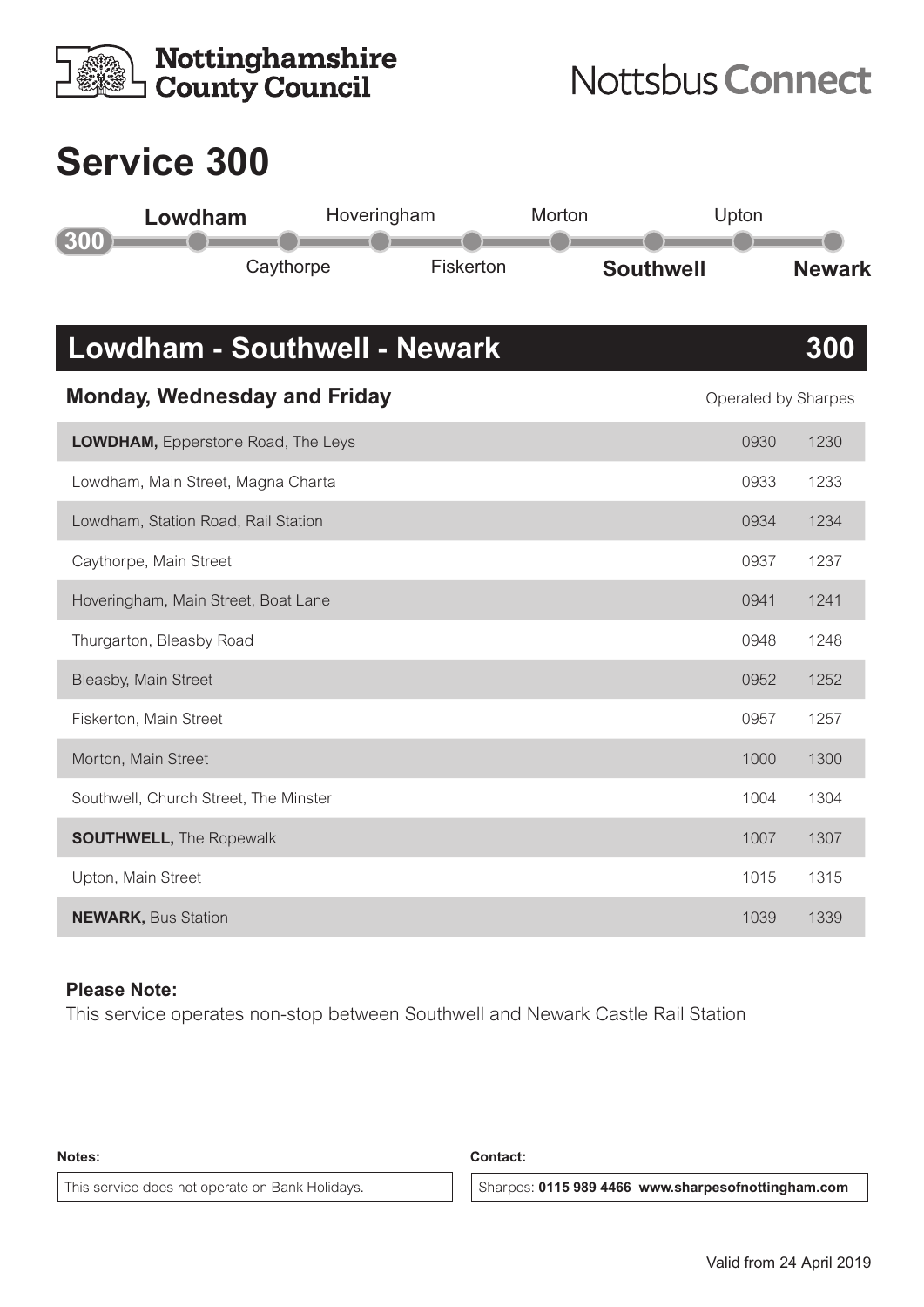Nottinghamshire County Council

Nottsbus Connect

# Service 300

300: **Lowdham** – Caythorpe – Hoveringham – Fiskerton – Morton – **Southwell** – Upton – **Newark**

## Lowdham - Southwell - Newark 300

**Monday, Wednesday and Friday**

Operated by Sharpes

| Stop | | |
|---|---|---|
| **LOWDHAM,** Epperstone Road, The Leys | 0930 | 1230 |
| Lowdham, Main Street, Magna Charta | 0933 | 1233 |
| Lowdham, Station Road, Rail Station | 0934 | 1234 |
| Caythorpe, Main Street | 0937 | 1237 |
| Hoveringham, Main Street, Boat Lane | 0941 | 1241 |
| Thurgarton, Bleasby Road | 0948 | 1248 |
| Bleasby, Main Street | 0952 | 1252 |
| Fiskerton, Main Street | 0957 | 1257 |
| Morton, Main Street | 1000 | 1300 |
| Southwell, Church Street, The Minster | 1004 | 1304 |
| **SOUTHWELL,** The Ropewalk | 1007 | 1307 |
| Upton, Main Street | 1015 | 1315 |
| **NEWARK,** Bus Station | 1039 | 1339 |

**Please Note:**
This service operates non-stop between Southwell and Newark Castle Rail Station

**Notes:**
This service does not operate on Bank Holidays.

**Contact:**
Sharpes: **0115 989 4466 www.sharpesofnottingham.com**

Valid from 24 April 2019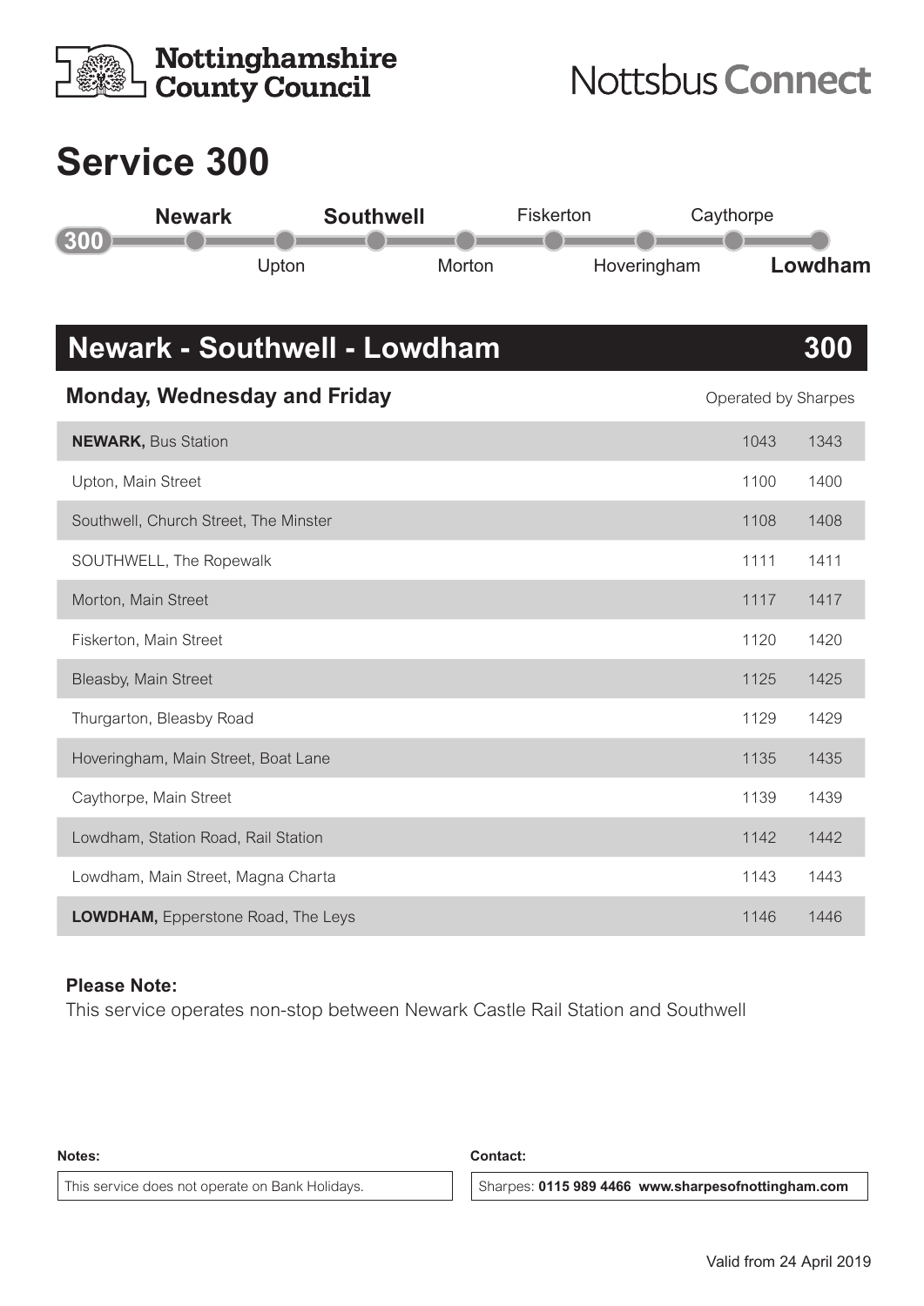Nottinghamshire County Council

Nottsbus Connect

# Service 300

300: Newark – Upton – Southwell – Morton – Fiskerton – Hoveringham – Caythorpe – **Lowdham**

## Newark - Southwell - Lowdham 300

**Monday, Wednesday and Friday**

Operated by Sharpes

| | | |
|---|---|---|
| **NEWARK,** Bus Station | 1043 | 1343 |
| Upton, Main Street | 1100 | 1400 |
| Southwell, Church Street, The Minster | 1108 | 1408 |
| SOUTHWELL, The Ropewalk | 1111 | 1411 |
| Morton, Main Street | 1117 | 1417 |
| Fiskerton, Main Street | 1120 | 1420 |
| Bleasby, Main Street | 1125 | 1425 |
| Thurgarton, Bleasby Road | 1129 | 1429 |
| Hoveringham, Main Street, Boat Lane | 1135 | 1435 |
| Caythorpe, Main Street | 1139 | 1439 |
| Lowdham, Station Road, Rail Station | 1142 | 1442 |
| Lowdham, Main Street, Magna Charta | 1143 | 1443 |
| **LOWDHAM,** Epperstone Road, The Leys | 1146 | 1446 |

**Please Note:**
This service operates non-stop between Newark Castle Rail Station and Southwell

**Notes:**
This service does not operate on Bank Holidays.

**Contact:**
Sharpes: **0115 989 4466 www.sharpesofnottingham.com**

Valid from 24 April 2019